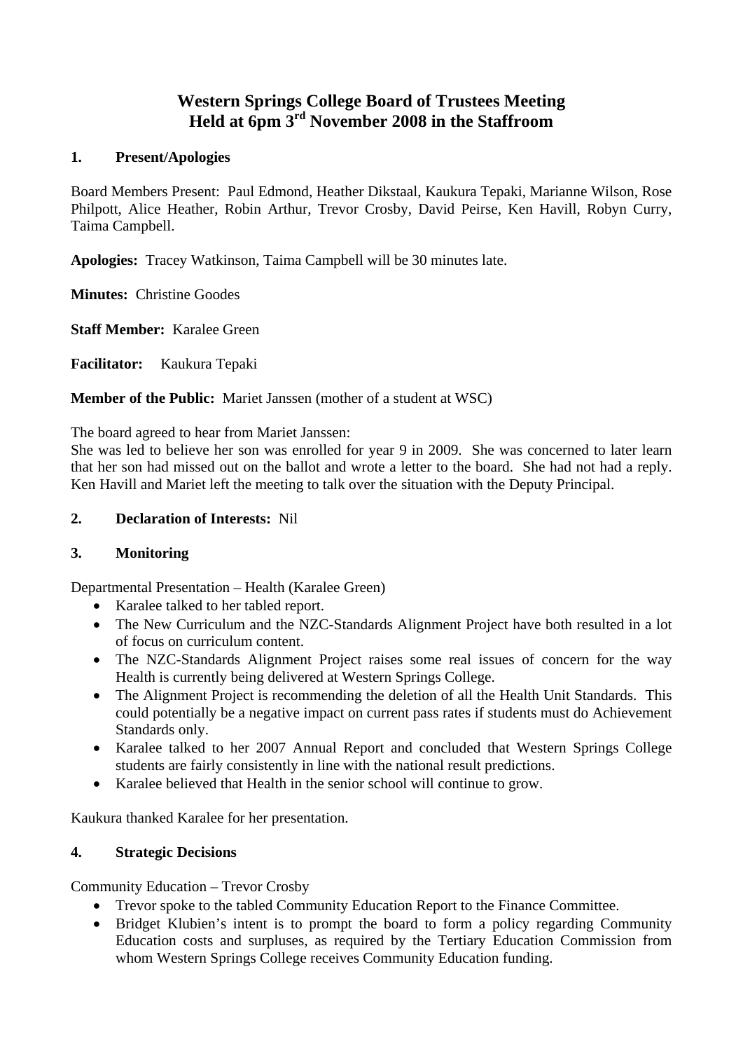# Western Springs College Board of Trustees Meeting
# Held at 6pm 3rd November 2008 in the Staffroom

## 1. Present/Apologies

Board Members Present: Paul Edmond, Heather Dikstaal, Kaukura Tepaki, Marianne Wilson, Rose Philpott, Alice Heather, Robin Arthur, Trevor Crosby, David Peirse, Ken Havill, Robyn Curry, Taima Campbell.

**Apologies:** Tracey Watkinson, Taima Campbell will be 30 minutes late.

**Minutes:** Christine Goodes

**Staff Member:** Karalee Green

**Facilitator:** Kaukura Tepaki

**Member of the Public:** Mariet Janssen (mother of a student at WSC)

The board agreed to hear from Mariet Janssen:
She was led to believe her son was enrolled for year 9 in 2009. She was concerned to later learn that her son had missed out on the ballot and wrote a letter to the board. She had not had a reply. Ken Havill and Mariet left the meeting to talk over the situation with the Deputy Principal.

## 2. Declaration of Interests: Nil

## 3. Monitoring

Departmental Presentation – Health (Karalee Green)

- Karalee talked to her tabled report.
- The New Curriculum and the NZC-Standards Alignment Project have both resulted in a lot of focus on curriculum content.
- The NZC-Standards Alignment Project raises some real issues of concern for the way Health is currently being delivered at Western Springs College.
- The Alignment Project is recommending the deletion of all the Health Unit Standards. This could potentially be a negative impact on current pass rates if students must do Achievement Standards only.
- Karalee talked to her 2007 Annual Report and concluded that Western Springs College students are fairly consistently in line with the national result predictions.
- Karalee believed that Health in the senior school will continue to grow.

Kaukura thanked Karalee for her presentation.

## 4. Strategic Decisions

Community Education – Trevor Crosby

- Trevor spoke to the tabled Community Education Report to the Finance Committee.
- Bridget Klubien's intent is to prompt the board to form a policy regarding Community Education costs and surpluses, as required by the Tertiary Education Commission from whom Western Springs College receives Community Education funding.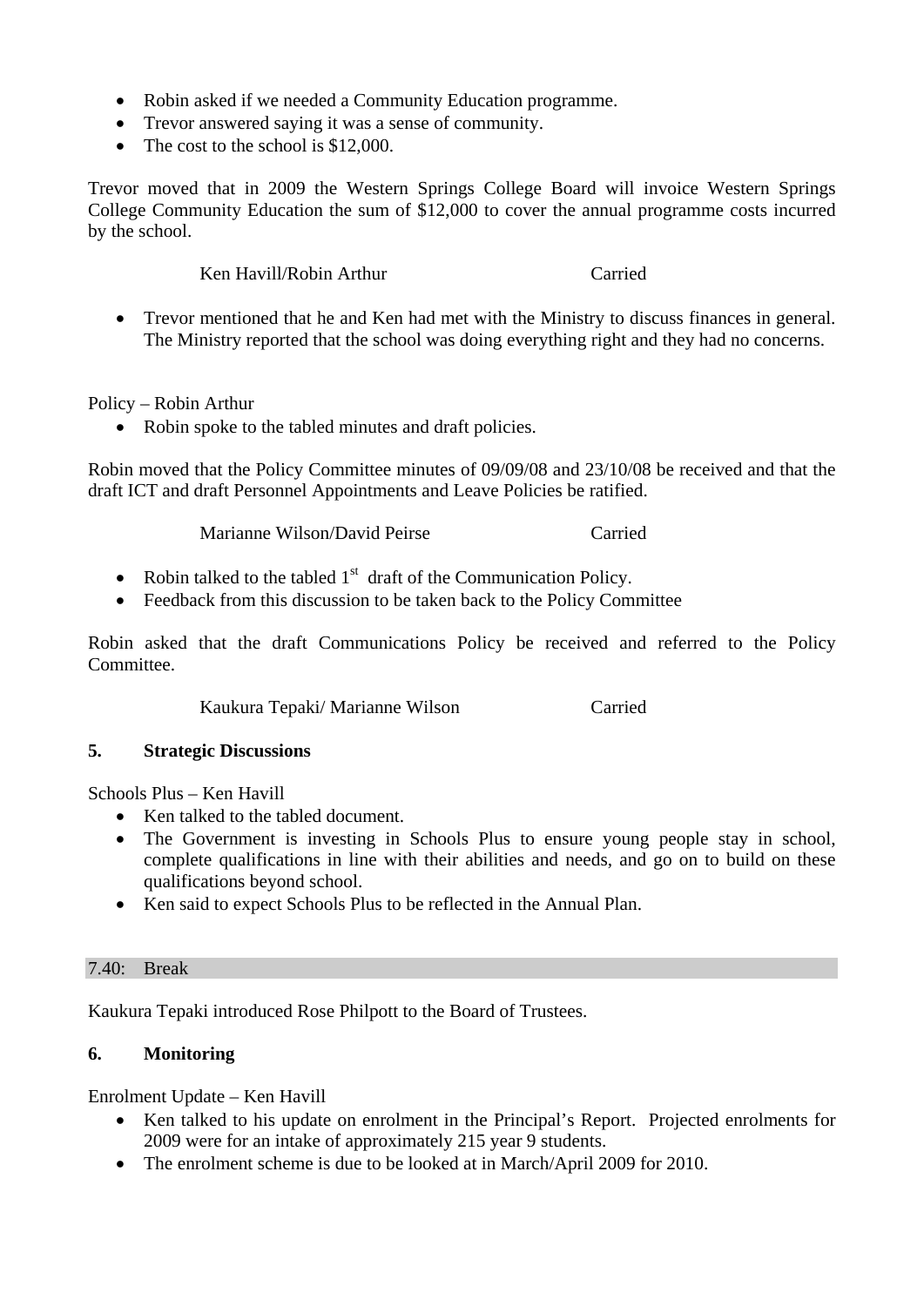- Robin asked if we needed a Community Education programme.
- Trevor answered saying it was a sense of community.
- The cost to the school is $12,000.

Trevor moved that in 2009 the Western Springs College Board will invoice Western Springs College Community Education the sum of $12,000 to cover the annual programme costs incurred by the school.

Ken Havill/Robin Arthur Carried

- Trevor mentioned that he and Ken had met with the Ministry to discuss finances in general. The Ministry reported that the school was doing everything right and they had no concerns.

Policy – Robin Arthur

- Robin spoke to the tabled minutes and draft policies.

Robin moved that the Policy Committee minutes of 09/09/08 and 23/10/08 be received and that the draft ICT and draft Personnel Appointments and Leave Policies be ratified.

Marianne Wilson/David Peirse Carried

- Robin talked to the tabled 1st draft of the Communication Policy.
- Feedback from this discussion to be taken back to the Policy Committee

Robin asked that the draft Communications Policy be received and referred to the Policy Committee.

Kaukura Tepaki/ Marianne Wilson Carried

**5. Strategic Discussions**

Schools Plus – Ken Havill

- Ken talked to the tabled document.
- The Government is investing in Schools Plus to ensure young people stay in school, complete qualifications in line with their abilities and needs, and go on to build on these qualifications beyond school.
- Ken said to expect Schools Plus to be reflected in the Annual Plan.

7.40: Break

Kaukura Tepaki introduced Rose Philpott to the Board of Trustees.

**6. Monitoring**

Enrolment Update – Ken Havill

- Ken talked to his update on enrolment in the Principal's Report. Projected enrolments for 2009 were for an intake of approximately 215 year 9 students.
- The enrolment scheme is due to be looked at in March/April 2009 for 2010.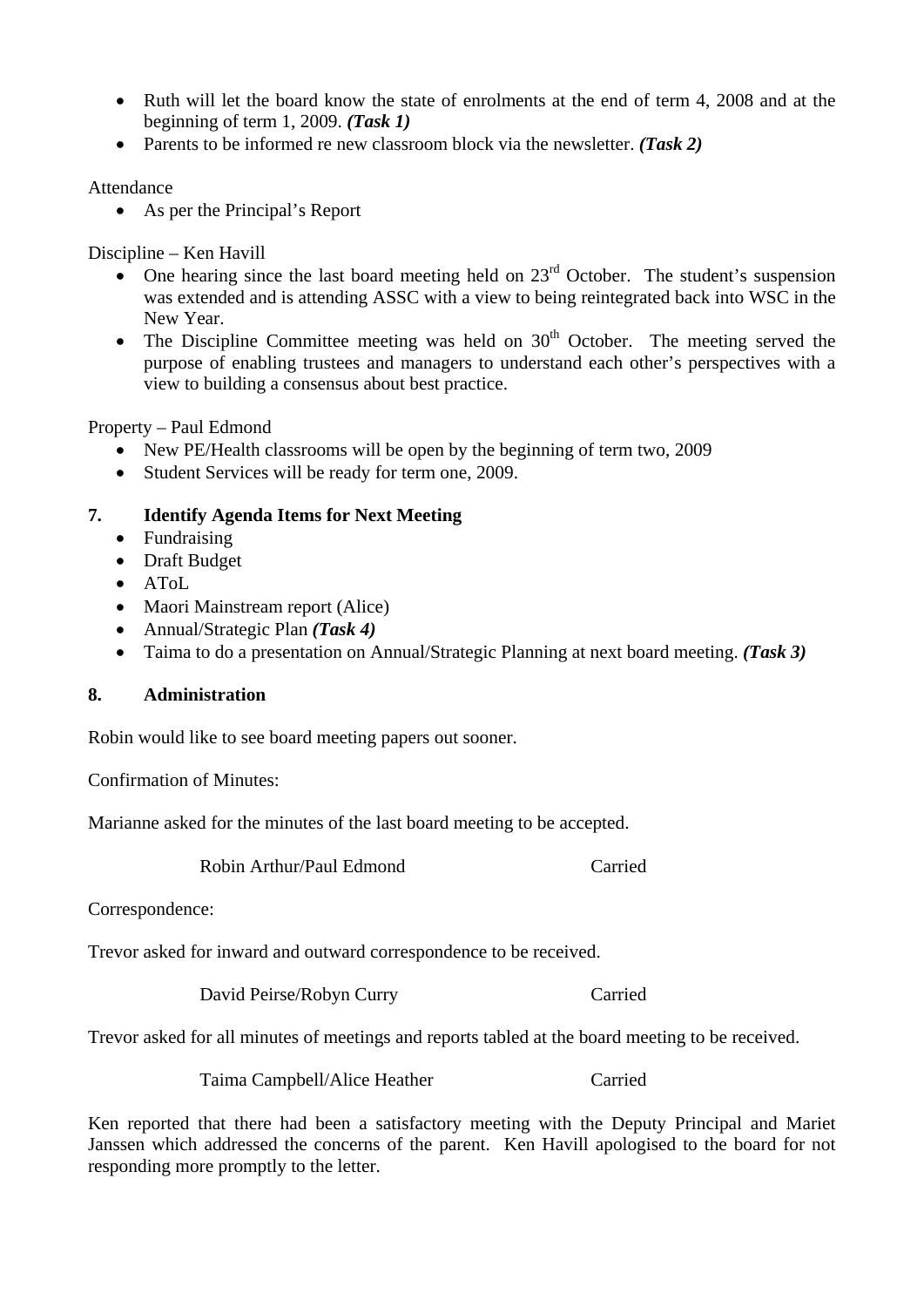- Ruth will let the board know the state of enrolments at the end of term 4, 2008 and at the beginning of term 1, 2009. ***(Task 1)***
- Parents to be informed re new classroom block via the newsletter. ***(Task 2)***

Attendance

- As per the Principal's Report

Discipline – Ken Havill

- One hearing since the last board meeting held on 23rd October. The student's suspension was extended and is attending ASSC with a view to being reintegrated back into WSC in the New Year.
- The Discipline Committee meeting was held on 30th October. The meeting served the purpose of enabling trustees and managers to understand each other's perspectives with a view to building a consensus about best practice.

Property – Paul Edmond

- New PE/Health classrooms will be open by the beginning of term two, 2009
- Student Services will be ready for term one, 2009.

**7. Identify Agenda Items for Next Meeting**

- Fundraising
- Draft Budget
- AToL
- Maori Mainstream report (Alice)
- Annual/Strategic Plan ***(Task 4)***
- Taima to do a presentation on Annual/Strategic Planning at next board meeting. ***(Task 3)***

**8. Administration**

Robin would like to see board meeting papers out sooner.

Confirmation of Minutes:

Marianne asked for the minutes of the last board meeting to be accepted.

Robin Arthur/Paul Edmond Carried

Correspondence:

Trevor asked for inward and outward correspondence to be received.

David Peirse/Robyn Curry Carried

Trevor asked for all minutes of meetings and reports tabled at the board meeting to be received.

Taima Campbell/Alice Heather Carried

Ken reported that there had been a satisfactory meeting with the Deputy Principal and Mariet Janssen which addressed the concerns of the parent. Ken Havill apologised to the board for not responding more promptly to the letter.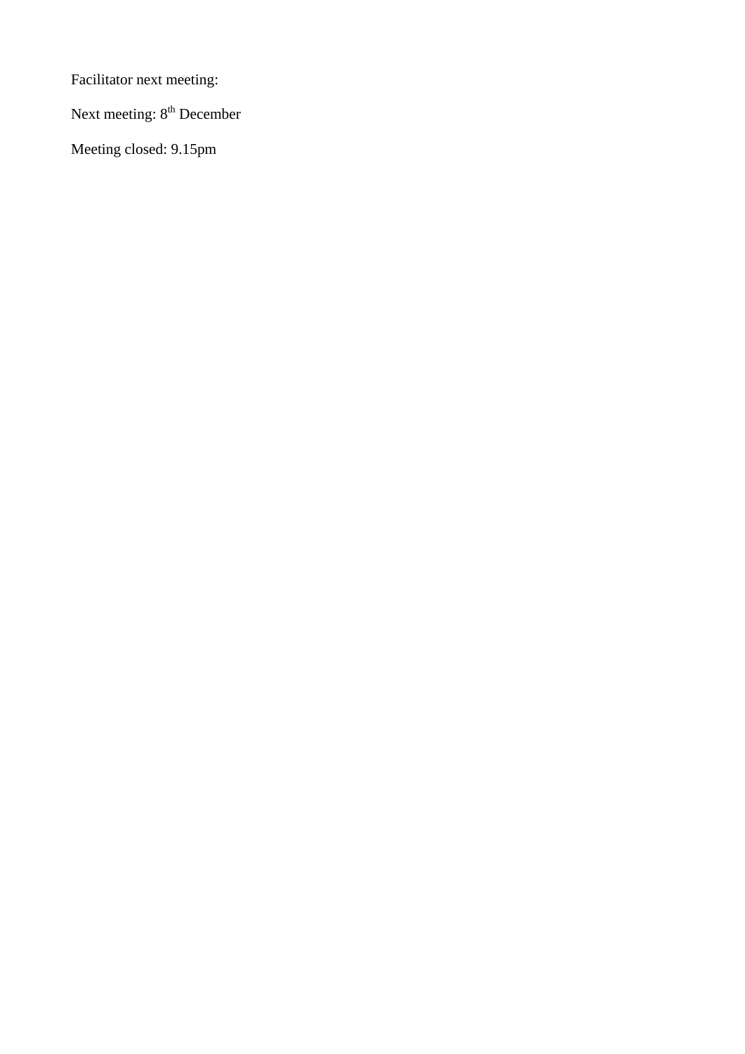Facilitator next meeting:

Next meeting: 8th December

Meeting closed: 9.15pm